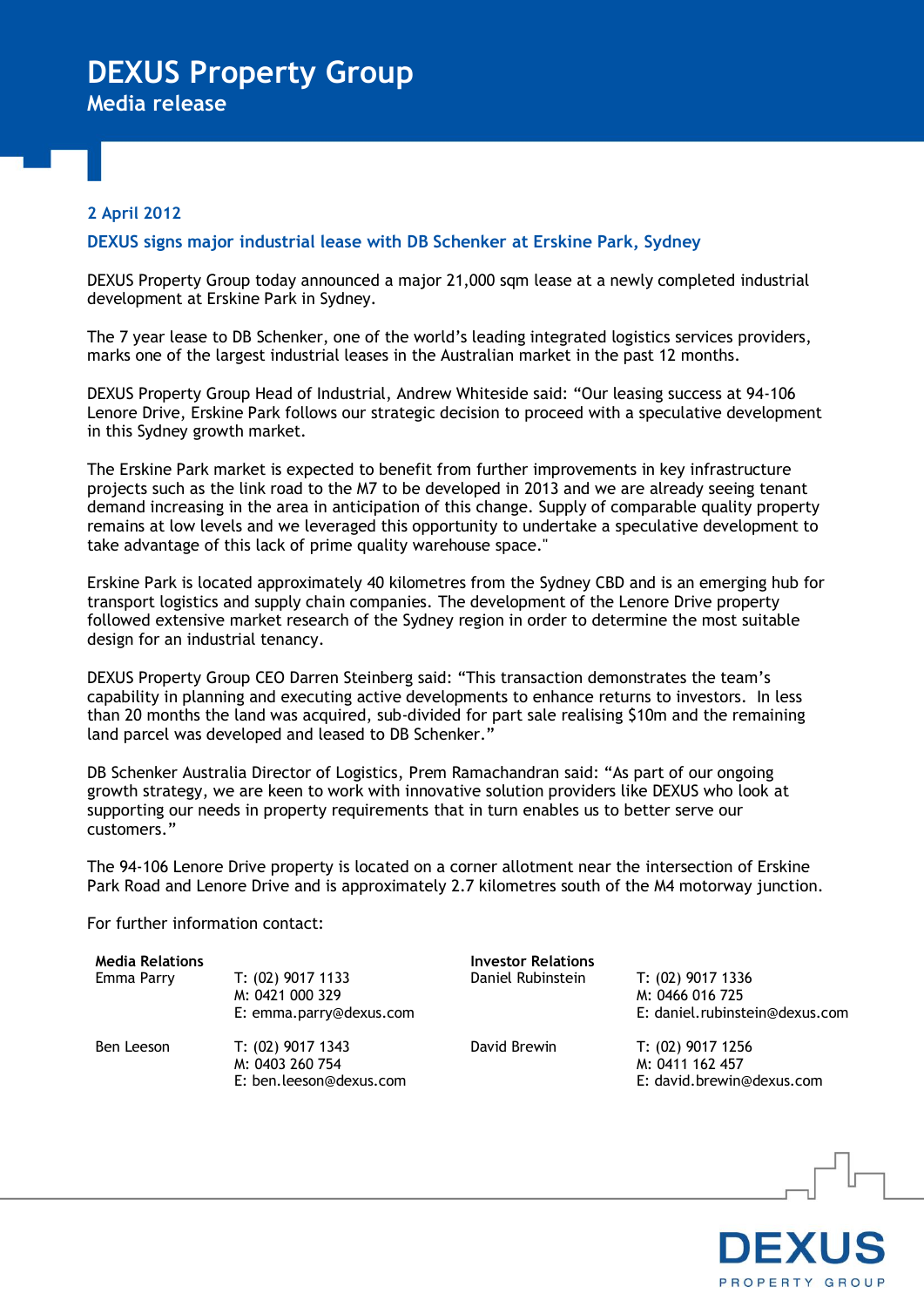# DEXUS Property Group

## Media release

**2 April 2012**

### DEXUS signs major industrial lease with DB Schenker at Erskine Park, Sydney

DEXUS Property Group today announced a major 21,000 sqm lease at a newly completed industrial development at Erskine Park in Sydney.

The 7 year lease to DB Schenker, one of the world's leading integrated logistics services providers, marks one of the largest industrial leases in the Australian market in the past 12 months.

DEXUS Property Group Head of Industrial, Andrew Whiteside said: "Our leasing success at 94-106 Lenore Drive, Erskine Park follows our strategic decision to proceed with a speculative development in this Sydney growth market.

The Erskine Park market is expected to benefit from further improvements in key infrastructure projects such as the link road to the M7 to be developed in 2013 and we are already seeing tenant demand increasing in the area in anticipation of this change. Supply of comparable quality property remains at low levels and we leveraged this opportunity to undertake a speculative development to take advantage of this lack of prime quality warehouse space."

Erskine Park is located approximately 40 kilometres from the Sydney CBD and is an emerging hub for transport logistics and supply chain companies. The development of the Lenore Drive property followed extensive market research of the Sydney region in order to determine the most suitable design for an industrial tenancy.

DEXUS Property Group CEO Darren Steinberg said: "This transaction demonstrates the team's capability in planning and executing active developments to enhance returns to investors. In less than 20 months the land was acquired, sub-divided for part sale realising $10m and the remaining land parcel was developed and leased to DB Schenker."

DB Schenker Australia Director of Logistics, Prem Ramachandran said: "As part of our ongoing growth strategy, we are keen to work with innovative solution providers like DEXUS who look at supporting our needs in property requirements that in turn enables us to better serve our customers."

The 94-106 Lenore Drive property is located on a corner allotment near the intersection of Erskine Park Road and Lenore Drive and is approximately 2.7 kilometres south of the M4 motorway junction.

For further information contact:

| **Media Relations** | | **Investor Relations** | |
|---|---|---|---|
| Emma Parry | T: (02) 9017 1133<br>M: 0421 000 329<br>E: emma.parry@dexus.com | Daniel Rubinstein | T: (02) 9017 1336<br>M: 0466 016 725<br>E: daniel.rubinstein@dexus.com |
| Ben Leeson | T: (02) 9017 1343<br>M: 0403 260 754<br>E: ben.leeson@dexus.com | David Brewin | T: (02) 9017 1256<br>M: 0411 162 457<br>E: david.brewin@dexus.com |

DEXUS PROPERTY GROUP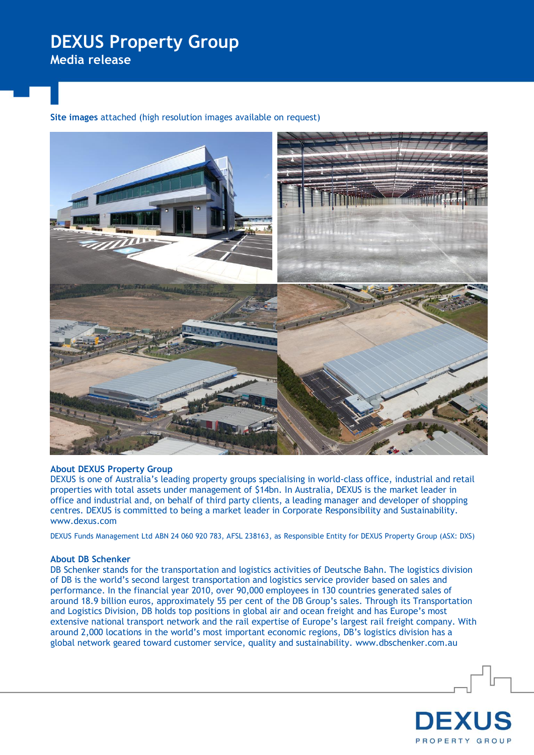# DEXUS Property Group
Media release

**Site images** attached (high resolution images available on request)

**About DEXUS Property Group**
DEXUS is one of Australia's leading property groups specialising in world-class office, industrial and retail properties with total assets under management of $14bn. In Australia, DEXUS is the market leader in office and industrial and, on behalf of third party clients, a leading manager and developer of shopping centres. DEXUS is committed to being a market leader in Corporate Responsibility and Sustainability. www.dexus.com

DEXUS Funds Management Ltd ABN 24 060 920 783, AFSL 238163, as Responsible Entity for DEXUS Property Group (ASX: DXS)

**About DB Schenker**
DB Schenker stands for the transportation and logistics activities of Deutsche Bahn. The logistics division of DB is the world's second largest transportation and logistics service provider based on sales and performance. In the financial year 2010, over 90,000 employees in 130 countries generated sales of around 18.9 billion euros, approximately 55 per cent of the DB Group's sales. Through its Transportation and Logistics Division, DB holds top positions in global air and ocean freight and has Europe's most extensive national transport network and the rail expertise of Europe's largest rail freight company. With around 2,000 locations in the world's most important economic regions, DB's logistics division has a global network geared toward customer service, quality and sustainability. www.dbschenker.com.au

DEXUS
PROPERTY GROUP